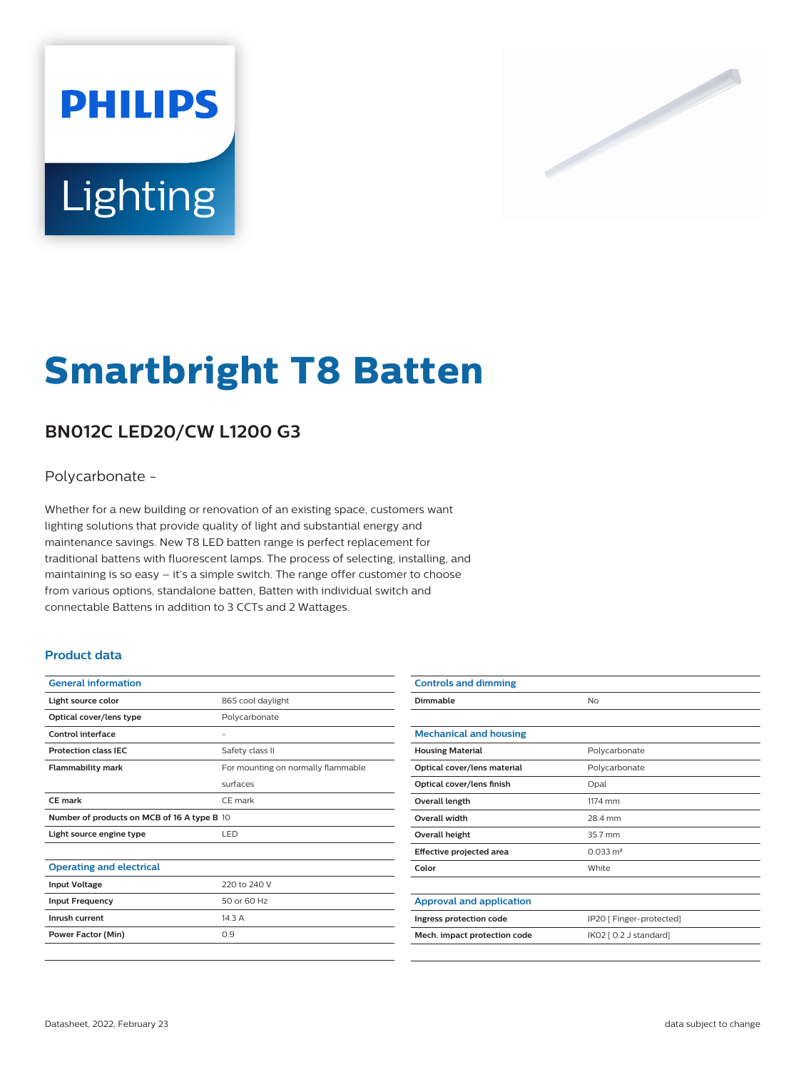# Smartbright T8 Batten

## BN012C LED20/CW L1200 G3

Polycarbonate -

Whether for a new building or renovation of an existing space, customers want lighting solutions that provide quality of light and substantial energy and maintenance savings. New T8 LED batten range is perfect replacement for traditional battens with fluorescent lamps. The process of selecting, installing, and maintaining is so easy – it's a simple switch. The range offer customer to choose from various options, standalone batten, Batten with individual switch and connectable Battens in addition to 3 CCTs and 2 Wattages.

### Product data

| General information | |
|---|---|
| Light source color | 865 cool daylight |
| Optical cover/lens type | Polycarbonate |
| Control interface | - |
| Protection class IEC | Safety class II |
| Flammability mark | For mounting on normally flammable surfaces |
| CE mark | CE mark |
| Number of products on MCB of 16 A type B | 10 |
| Light source engine type | LED |

| Operating and electrical | |
|---|---|
| Input Voltage | 220 to 240 V |
| Input Frequency | 50 or 60 Hz |
| Inrush current | 14.3 A |
| Power Factor (Min) | 0.9 |

| Controls and dimming | |
|---|---|
| Dimmable | No |

| Mechanical and housing | |
|---|---|
| Housing Material | Polycarbonate |
| Optical cover/lens material | Polycarbonate |
| Optical cover/lens finish | Opal |
| Overall length | 1174 mm |
| Overall width | 28.4 mm |
| Overall height | 35.7 mm |
| Effective projected area | 0.033 m² |
| Color | White |

| Approval and application | |
|---|---|
| Ingress protection code | IP20 [ Finger-protected] |
| Mech. impact protection code | IK02 [ 0.2 J standard] |

Datasheet, 2022, February 23

data subject to change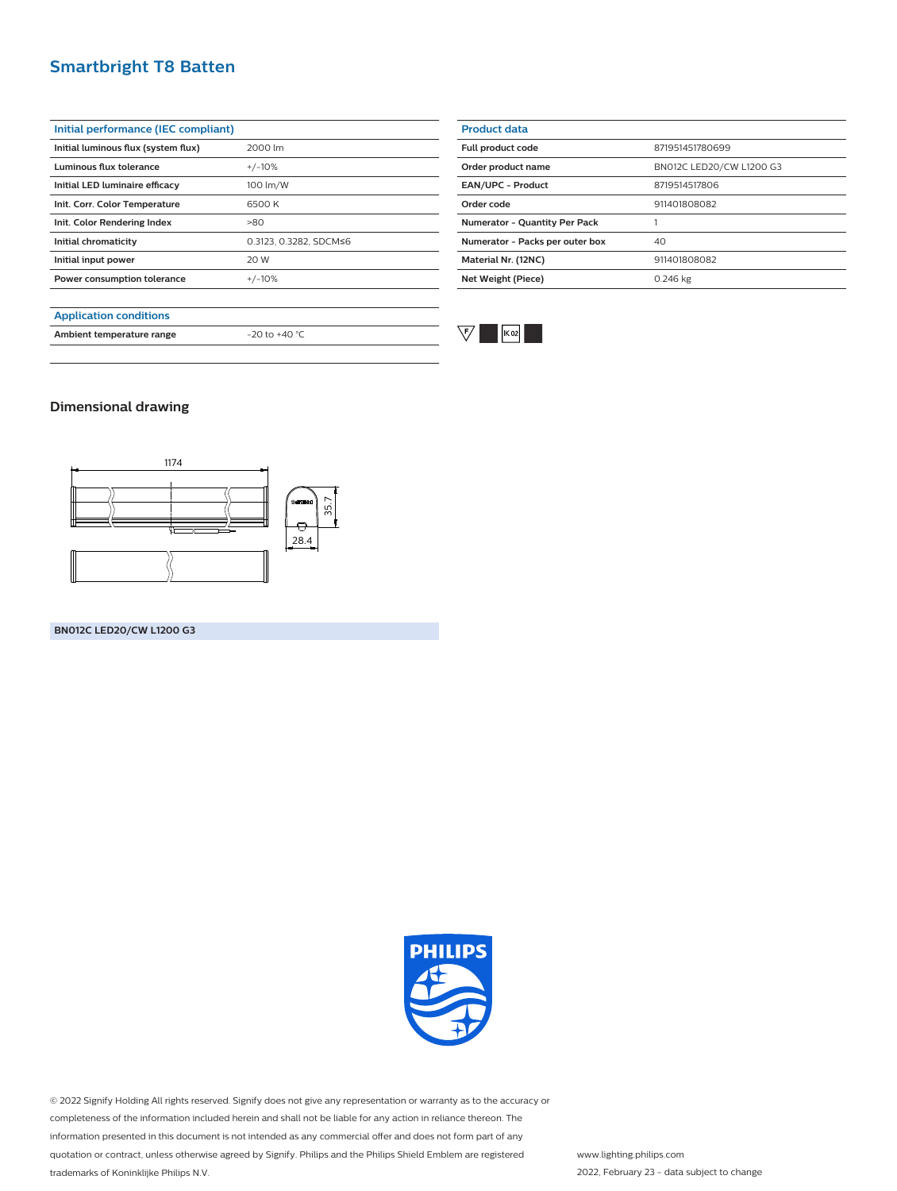## Smartbright T8 Batten

| Initial performance (IEC compliant) | |
|---|---|
| Initial luminous flux (system flux) | 2000 lm |
| Luminous flux tolerance | +/-10% |
| Initial LED luminaire efficacy | 100 lm/W |
| Init. Corr. Color Temperature | 6500 K |
| Init. Color Rendering Index | >80 |
| Initial chromaticity | 0.3123, 0.3282, SDCM≤6 |
| Initial input power | 20 W |
| Power consumption tolerance | +/-10% |

| Application conditions | |
|---|---|
| Ambient temperature range | -20 to +40 °C |

| Product data | |
|---|---|
| Full product code | 871951451780699 |
| Order product name | BN012C LED20/CW L1200 G3 |
| EAN/UPC - Product | 8719514517806 |
| Order code | 911401808082 |
| Numerator - Quantity Per Pack | 1 |
| Numerator - Packs per outer box | 40 |
| Material Nr. (12NC) | 911401808082 |
| Net Weight (Piece) | 0.246 kg |

F IK02

### Dimensional drawing

1174

35.7

28.4

**BN012C LED20/CW L1200 G3**

PHILIPS

© 2022 Signify Holding All rights reserved. Signify does not give any representation or warranty as to the accuracy or completeness of the information included herein and shall not be liable for any action in reliance thereon. The information presented in this document is not intended as any commercial offer and does not form part of any quotation or contract, unless otherwise agreed by Signify. Philips and the Philips Shield Emblem are registered trademarks of Koninklijke Philips N.V.

www.lighting.philips.com

2022, February 23 - data subject to change